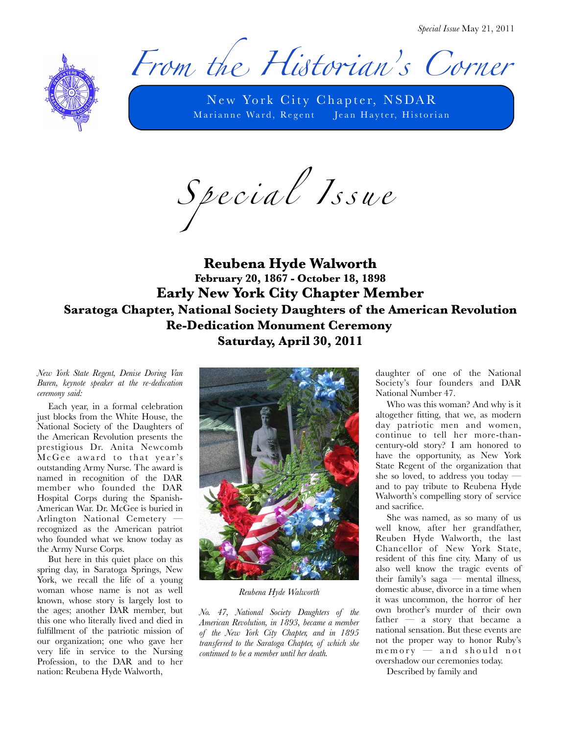*Special Issue* May 21, 2011

# *From the Historian's Corner*

New York City Chapter, NSDAR

Marianne Ward, Regent     Jean Hayter, Historian

## *Special Issue*

# Reubena Hyde Walworth

### February 20, 1867 - October 18, 1898

## Early New York City Chapter Member

### Saratoga Chapter, National Society Daughters of the American Revolution

### Re-Dedication Monument Ceremony

### Saturday, April 30, 2011

*New York State Regent, Denise Doring Van Buren, keynote speaker at the re-dedication ceremony said:*

Each year, in a formal celebration just blocks from the White House, the National Society of the Daughters of the American Revolution presents the prestigious Dr. Anita Newcomb McGee award to that year's outstanding Army Nurse. The award is named in recognition of the DAR member who founded the DAR Hospital Corps during the Spanish-American War. Dr. McGee is buried in Arlington National Cemetery — recognized as the American patriot who founded what we know today as the Army Nurse Corps.

But here in this quiet place on this spring day, in Saratoga Springs, New York, we recall the life of a young woman whose name is not as well known, whose story is largely lost to the ages; another DAR member, but this one who literally lived and died in fulfillment of the patriotic mission of our organization; one who gave her very life in service to the Nursing Profession, to the DAR and to her nation: Reubena Hyde Walworth, daughter of one of the National Society's four founders and DAR National Number 47.

*Reubena Hyde Walworth*

*No. 47, National Society Daughters of the American Revolution, in 1893, became a member of the New York City Chapter, and in 1895 transferred to the Saratoga Chapter, of which she continued to be a member until her death.*

Who was this woman? And why is it altogether fitting, that we, as modern day patriotic men and women, continue to tell her more-than-century-old story? I am honored to have the opportunity, as New York State Regent of the organization that she so loved, to address you today — and to pay tribute to Reubena Hyde Walworth's compelling story of service and sacrifice.

She was named, as so many of us well know, after her grandfather, Reuben Hyde Walworth, the last Chancellor of New York State, resident of this fine city. Many of us also well know the tragic events of their family's saga — mental illness, domestic abuse, divorce in a time when it was uncommon, the horror of her own brother's murder of their own father — a story that became a national sensation. But these events are not the proper way to honor Ruby's memory — and should not overshadow our ceremonies today.

Described by family and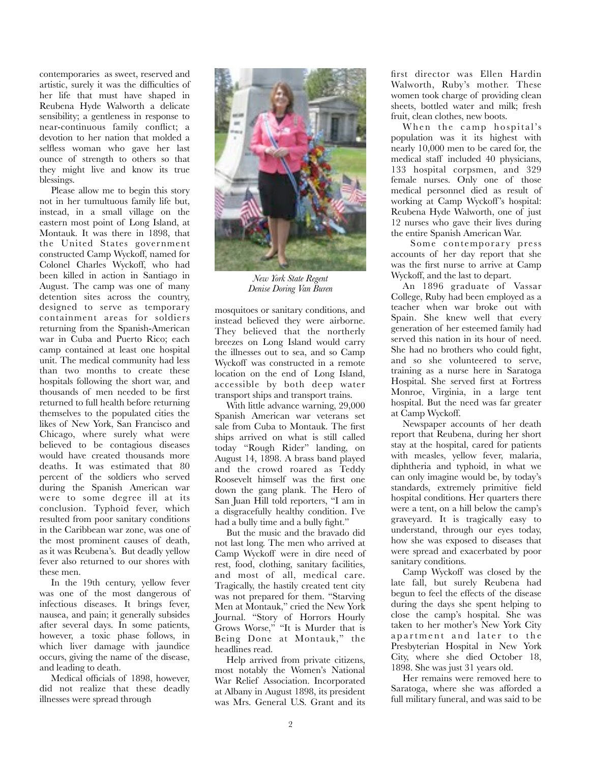contemporaries as sweet, reserved and artistic, surely it was the difficulties of her life that must have shaped in Reubena Hyde Walworth a delicate sensibility; a gentleness in response to near-continuous family conflict; a devotion to her nation that molded a selfless woman who gave her last ounce of strength to others so that they might live and know its true blessings.

Please allow me to begin this story not in her tumultuous family life but, instead, in a small village on the eastern most point of Long Island, at Montauk. It was there in 1898, that the United States government constructed Camp Wyckoff, named for Colonel Charles Wyckoff, who had been killed in action in Santiago in August. The camp was one of many detention sites across the country, designed to serve as temporary containment areas for soldiers returning from the Spanish-American war in Cuba and Puerto Rico; each camp contained at least one hospital unit. The medical community had less than two months to create these hospitals following the short war, and thousands of men needed to be first returned to full health before returning themselves to the populated cities the likes of New York, San Francisco and Chicago, where surely what were believed to be contagious diseases would have created thousands more deaths. It was estimated that 80 percent of the soldiers who served during the Spanish American war were to some degree ill at its conclusion. Typhoid fever, which resulted from poor sanitary conditions in the Caribbean war zone, was one of the most prominent causes of death, as it was Reubena's. But deadly yellow fever also returned to our shores with these men.

In the 19th century, yellow fever was one of the most dangerous of infectious diseases. It brings fever, nausea, and pain; it generally subsides after several days. In some patients, however, a toxic phase follows, in which liver damage with jaundice occurs, giving the name of the disease, and leading to death.

Medical officials of 1898, however, did not realize that these deadly illnesses were spread through mosquitoes or sanitary conditions, and instead believed they were airborne. They believed that the northerly breezes on Long Island would carry the illnesses out to sea, and so Camp Wyckoff was constructed in a remote location on the end of Long Island, accessible by both deep water transport ships and transport trains.

*New York State Regent Denise Doring Van Buren*

With little advance warning, 29,000 Spanish American war veterans set sale from Cuba to Montauk. The first ships arrived on what is still called today "Rough Rider" landing, on August 14, 1898. A brass band played and the crowd roared as Teddy Roosevelt himself was the first one down the gang plank. The Hero of San Juan Hill told reporters, "I am in a disgracefully healthy condition. I've had a bully time and a bully fight."

But the music and the bravado did not last long. The men who arrived at Camp Wyckoff were in dire need of rest, food, clothing, sanitary facilities, and most of all, medical care. Tragically, the hastily created tent city was not prepared for them. "Starving Men at Montauk," cried the New York Journal. "Story of Horrors Hourly Grows Worse," "It is Murder that is Being Done at Montauk," the headlines read.

Help arrived from private citizens, most notably the Women's National War Relief Association. Incorporated at Albany in August 1898, its president was Mrs. General U.S. Grant and its first director was Ellen Hardin Walworth, Ruby's mother. These women took charge of providing clean sheets, bottled water and milk; fresh fruit, clean clothes, new boots.

When the camp hospital's population was it its highest with nearly 10,000 men to be cared for, the medical staff included 40 physicians, 133 hospital corpsmen, and 329 female nurses. Only one of those medical personnel died as result of working at Camp Wyckoff's hospital: Reubena Hyde Walworth, one of just 12 nurses who gave their lives during the entire Spanish American War.

Some contemporary press accounts of her day report that she was the first nurse to arrive at Camp Wyckoff, and the last to depart.

An 1896 graduate of Vassar College, Ruby had been employed as a teacher when war broke out with Spain. She knew well that every generation of her esteemed family had served this nation in its hour of need. She had no brothers who could fight, and so she volunteered to serve, training as a nurse here in Saratoga Hospital. She served first at Fortress Monroe, Virginia, in a large tent hospital. But the need was far greater at Camp Wyckoff.

Newspaper accounts of her death report that Reubena, during her short stay at the hospital, cared for patients with measles, yellow fever, malaria, diphtheria and typhoid, in what we can only imagine would be, by today's standards, extremely primitive field hospital conditions. Her quarters there were a tent, on a hill below the camp's graveyard. It is tragically easy to understand, through our eyes today, how she was exposed to diseases that were spread and exacerbated by poor sanitary conditions.

Camp Wyckoff was closed by the late fall, but surely Reubena had begun to feel the effects of the disease during the days she spent helping to close the camp's hospital. She was taken to her mother's New York City apartment and later to the Presbyterian Hospital in New York City, where she died October 18, 1898. She was just 31 years old.

Her remains were removed here to Saratoga, where she was afforded a full military funeral, and was said to be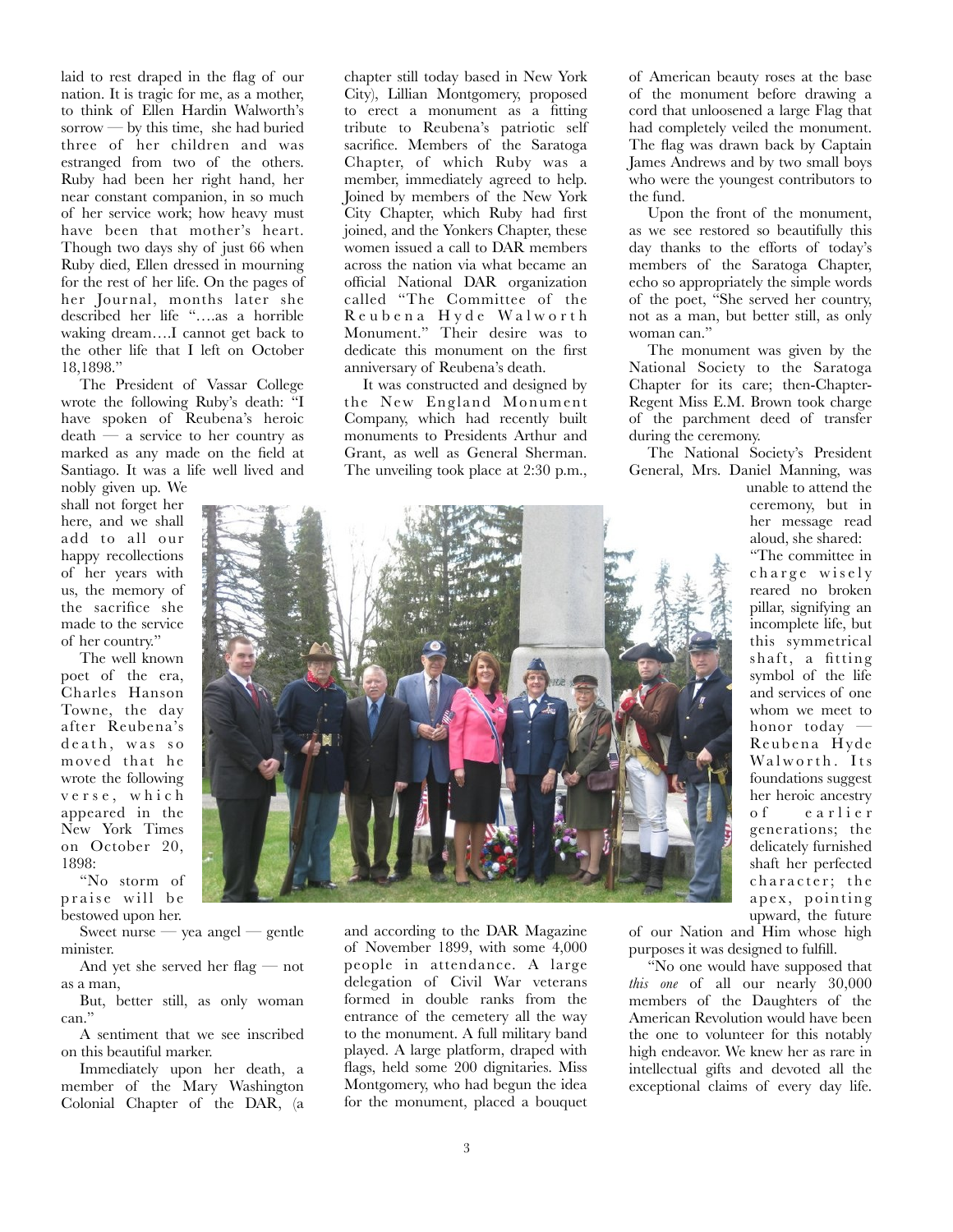laid to rest draped in the flag of our nation. It is tragic for me, as a mother, to think of Ellen Hardin Walworth's sorrow — by this time, she had buried three of her children and was estranged from two of the others. Ruby had been her right hand, her near constant companion, in so much of her service work; how heavy must have been that mother's heart. Though two days shy of just 66 when Ruby died, Ellen dressed in mourning for the rest of her life. On the pages of her Journal, months later she described her life "….as a horrible waking dream….I cannot get back to the other life that I left on October 18,1898."

The President of Vassar College wrote the following Ruby's death: "I have spoken of Reubena's heroic death — a service to her country as marked as any made on the field at Santiago. It was a life well lived and nobly given up. We shall not forget her here, and we shall add to all our happy recollections of her years with us, the memory of the sacrifice she made to the service of her country."

The well known poet of the era, Charles Hanson Towne, the day after Reubena's death, was so moved that he wrote the following verse, which appeared in the New York Times on October 20, 1898:

"No storm of praise will be bestowed upon her.

Sweet nurse — yea angel — gentle minister.

And yet she served her flag — not as a man,

But, better still, as only woman can."

A sentiment that we see inscribed on this beautiful marker.

Immediately upon her death, a member of the Mary Washington Colonial Chapter of the DAR, (a chapter still today based in New York City), Lillian Montgomery, proposed to erect a monument as a fitting tribute to Reubena's patriotic self sacrifice. Members of the Saratoga Chapter, of which Ruby was a member, immediately agreed to help. Joined by members of the New York City Chapter, which Ruby had first joined, and the Yonkers Chapter, these women issued a call to DAR members across the nation via what became an official National DAR organization called "The Committee of the Reubena Hyde Walworth Monument." Their desire was to dedicate this monument on the first anniversary of Reubena's death.

It was constructed and designed by the New England Monument Company, which had recently built monuments to Presidents Arthur and Grant, as well as General Sherman. The unveiling took place at 2:30 p.m., and according to the DAR Magazine of November 1899, with some 4,000 people in attendance. A large delegation of Civil War veterans formed in double ranks from the entrance of the cemetery all the way to the monument. A full military band played. A large platform, draped with flags, held some 200 dignitaries. Miss Montgomery, who had begun the idea for the monument, placed a bouquet of American beauty roses at the base of the monument before drawing a cord that unloosened a large Flag that had completely veiled the monument. The flag was drawn back by Captain James Andrews and by two small boys who were the youngest contributors to the fund.

Upon the front of the monument, as we see restored so beautifully this day thanks to the efforts of today's members of the Saratoga Chapter, echo so appropriately the simple words of the poet, "She served her country, not as a man, but better still, as only woman can."

The monument was given by the National Society to the Saratoga Chapter for its care; then-Chapter-Regent Miss E.M. Brown took charge of the parchment deed of transfer during the ceremony.

The National Society's President General, Mrs. Daniel Manning, was unable to attend the ceremony, but in her message read aloud, she shared:

"The committee in charge wisely reared no broken pillar, signifying an incomplete life, but this symmetrical shaft, a fitting symbol of the life and services of one whom we meet to honor today — Reubena Hyde Walworth. Its foundations suggest her heroic ancestry of earlier generations; the delicately furnished shaft her perfected character; the apex, pointing upward, the future of our Nation and Him whose high purposes it was designed to fulfill.

"No one would have supposed that *this one* of all our nearly 30,000 members of the Daughters of the American Revolution would have been the one to volunteer for this notably high endeavor. We knew her as rare in intellectual gifts and devoted all the exceptional claims of every day life.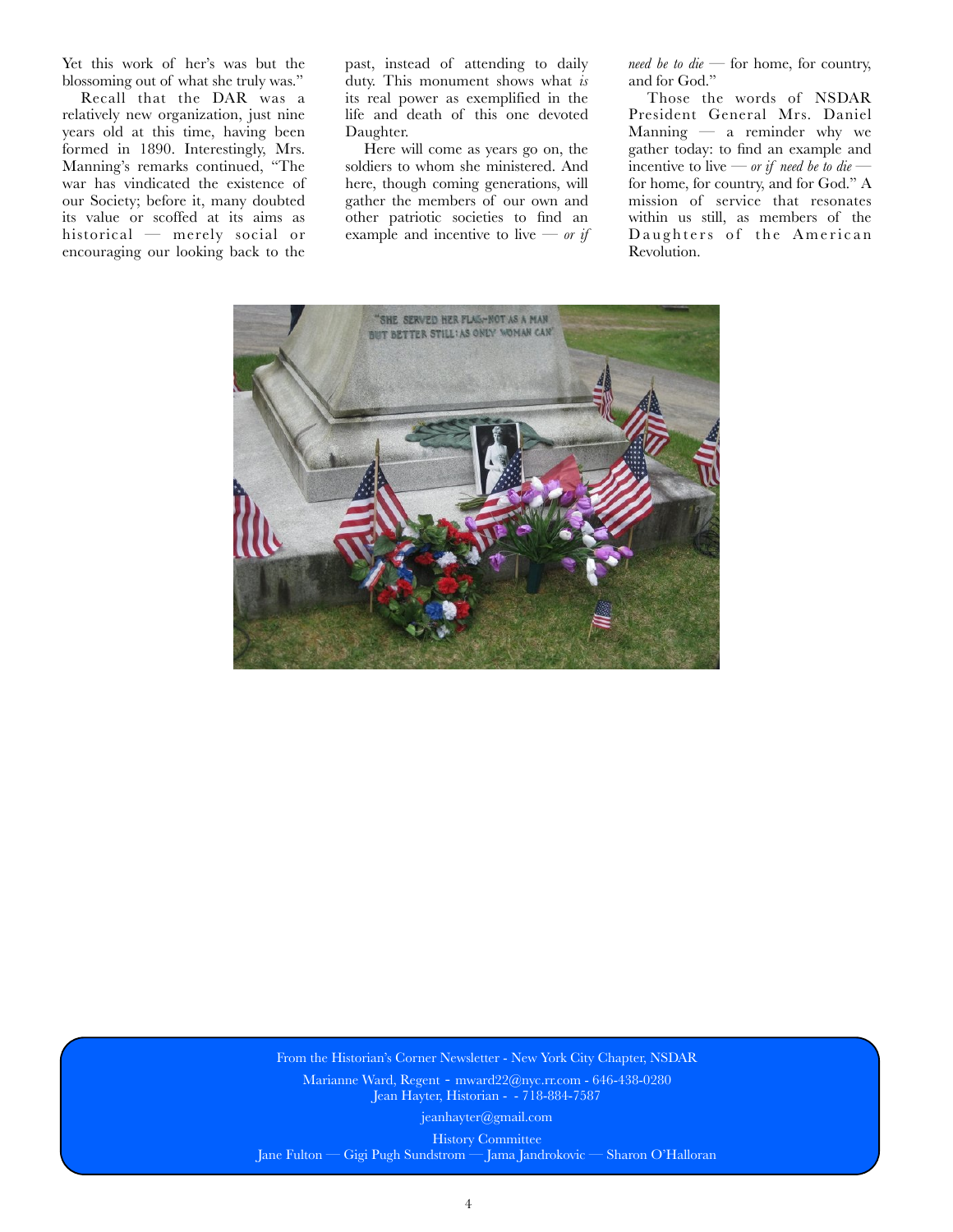Yet this work of her's was but the blossoming out of what she truly was."

Recall that the DAR was a relatively new organization, just nine years old at this time, having been formed in 1890. Interestingly, Mrs. Manning's remarks continued, "The war has vindicated the existence of our Society; before it, many doubted its value or scoffed at its aims as historical — merely social or encouraging our looking back to the past, instead of attending to daily duty. This monument shows what *is* its real power as exemplified in the life and death of this one devoted Daughter.

Here will come as years go on, the soldiers to whom she ministered. And here, though coming generations, will gather the members of our own and other patriotic societies to find an example and incentive to live — *or if need be to die* — for home, for country, and for God."

Those the words of NSDAR President General Mrs. Daniel Manning — a reminder why we gather today: to find an example and incentive to live — *or if need be to die* — for home, for country, and for God." A mission of service that resonates within us still, as members of the Daughters of the American Revolution.

From the Historian's Corner Newsletter - New York City Chapter, NSDAR

Marianne Ward, Regent - mward22@nyc.rr.com - 646-438-0280
Jean Hayter, Historian - - 718-884-7587

jeanhayter@gmail.com

History Committee
Jane Fulton — Gigi Pugh Sundstrom — Jama Jandrokovic — Sharon O'Halloran